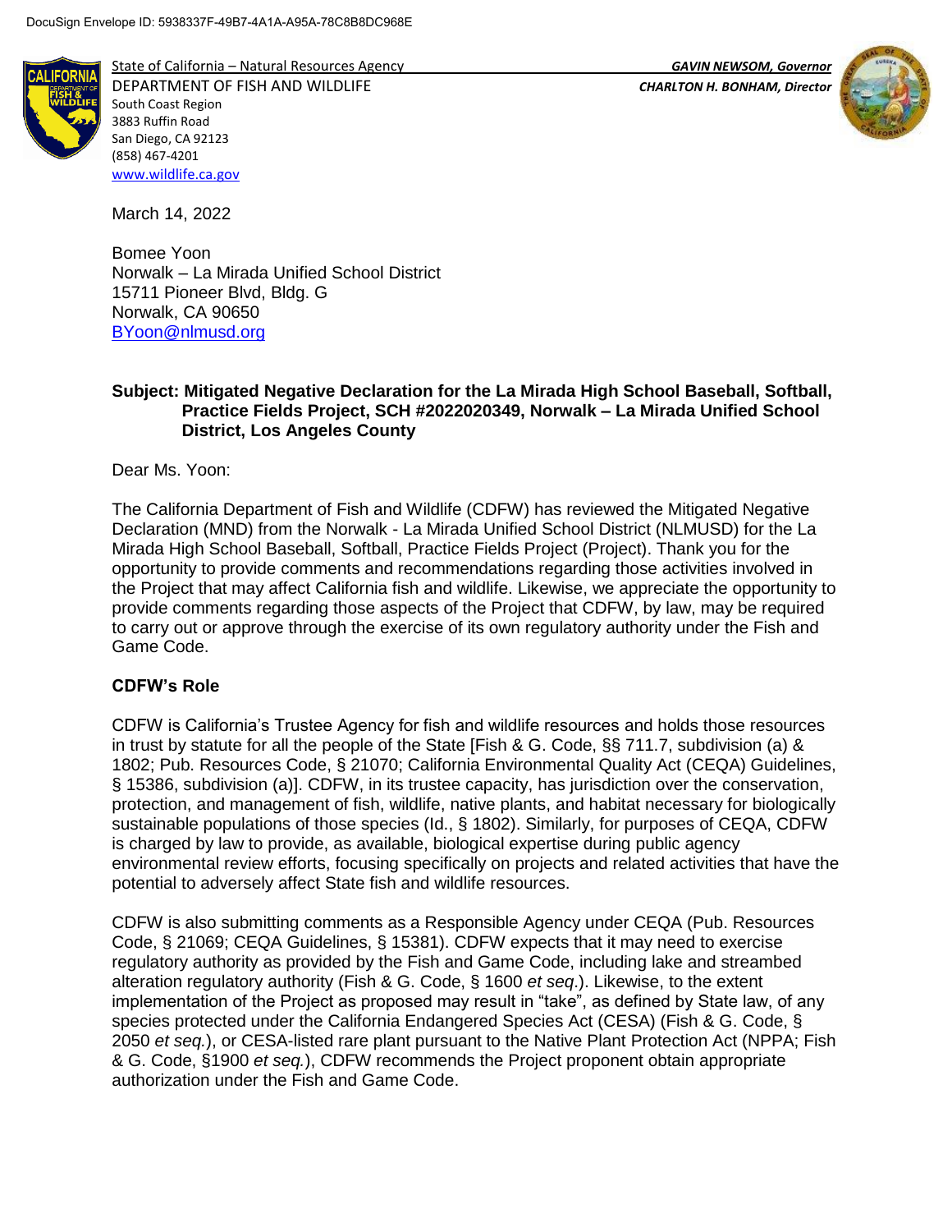DocuSign Envelope ID: 5938337F-49B7-4A1A-A95A-78C8B8DC968E

State of California – Natural Resources Agency
DEPARTMENT OF FISH AND WILDLIFE
South Coast Region
3883 Ruffin Road
San Diego, CA 92123
(858) 467-4201
www.wildlife.ca.gov

*GAVIN NEWSOM, Governor*
*CHARLTON H. BONHAM, Director*

March 14, 2022

Bomee Yoon
Norwalk – La Mirada Unified School District
15711 Pioneer Blvd, Bldg. G
Norwalk, CA 90650
BYoon@nlmusd.org

**Subject: Mitigated Negative Declaration for the La Mirada High School Baseball, Softball, Practice Fields Project, SCH #2022020349, Norwalk – La Mirada Unified School District, Los Angeles County**

Dear Ms. Yoon:

The California Department of Fish and Wildlife (CDFW) has reviewed the Mitigated Negative Declaration (MND) from the Norwalk - La Mirada Unified School District (NLMUSD) for the La Mirada High School Baseball, Softball, Practice Fields Project (Project). Thank you for the opportunity to provide comments and recommendations regarding those activities involved in the Project that may affect California fish and wildlife. Likewise, we appreciate the opportunity to provide comments regarding those aspects of the Project that CDFW, by law, may be required to carry out or approve through the exercise of its own regulatory authority under the Fish and Game Code.

**CDFW's Role**

CDFW is California's Trustee Agency for fish and wildlife resources and holds those resources in trust by statute for all the people of the State [Fish & G. Code, §§ 711.7, subdivision (a) & 1802; Pub. Resources Code, § 21070; California Environmental Quality Act (CEQA) Guidelines, § 15386, subdivision (a)]. CDFW, in its trustee capacity, has jurisdiction over the conservation, protection, and management of fish, wildlife, native plants, and habitat necessary for biologically sustainable populations of those species (Id., § 1802). Similarly, for purposes of CEQA, CDFW is charged by law to provide, as available, biological expertise during public agency environmental review efforts, focusing specifically on projects and related activities that have the potential to adversely affect State fish and wildlife resources.

CDFW is also submitting comments as a Responsible Agency under CEQA (Pub. Resources Code, § 21069; CEQA Guidelines, § 15381). CDFW expects that it may need to exercise regulatory authority as provided by the Fish and Game Code, including lake and streambed alteration regulatory authority (Fish & G. Code, § 1600 *et seq*.). Likewise, to the extent implementation of the Project as proposed may result in "take", as defined by State law, of any species protected under the California Endangered Species Act (CESA) (Fish & G. Code, § 2050 *et seq.*), or CESA-listed rare plant pursuant to the Native Plant Protection Act (NPPA; Fish & G. Code, §1900 *et seq.*), CDFW recommends the Project proponent obtain appropriate authorization under the Fish and Game Code.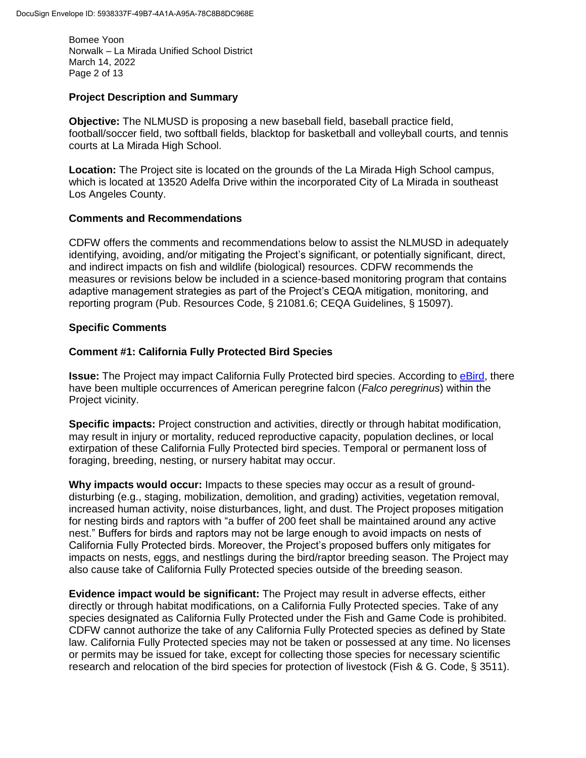**Project Description and Summary**

**Objective:** The NLMUSD is proposing a new baseball field, baseball practice field, football/soccer field, two softball fields, blacktop for basketball and volleyball courts, and tennis courts at La Mirada High School.

**Location:** The Project site is located on the grounds of the La Mirada High School campus, which is located at 13520 Adelfa Drive within the incorporated City of La Mirada in southeast Los Angeles County.

**Comments and Recommendations**

CDFW offers the comments and recommendations below to assist the NLMUSD in adequately identifying, avoiding, and/or mitigating the Project's significant, or potentially significant, direct, and indirect impacts on fish and wildlife (biological) resources. CDFW recommends the measures or revisions below be included in a science-based monitoring program that contains adaptive management strategies as part of the Project's CEQA mitigation, monitoring, and reporting program (Pub. Resources Code, § 21081.6; CEQA Guidelines, § 15097).

**Specific Comments**

**Comment #1: California Fully Protected Bird Species**

**Issue:** The Project may impact California Fully Protected bird species. According to eBird, there have been multiple occurrences of American peregrine falcon (*Falco peregrinus*) within the Project vicinity.

**Specific impacts:** Project construction and activities, directly or through habitat modification, may result in injury or mortality, reduced reproductive capacity, population declines, or local extirpation of these California Fully Protected bird species. Temporal or permanent loss of foraging, breeding, nesting, or nursery habitat may occur.

**Why impacts would occur:** Impacts to these species may occur as a result of ground-disturbing (e.g., staging, mobilization, demolition, and grading) activities, vegetation removal, increased human activity, noise disturbances, light, and dust. The Project proposes mitigation for nesting birds and raptors with "a buffer of 200 feet shall be maintained around any active nest." Buffers for birds and raptors may not be large enough to avoid impacts on nests of California Fully Protected birds. Moreover, the Project's proposed buffers only mitigates for impacts on nests, eggs, and nestlings during the bird/raptor breeding season. The Project may also cause take of California Fully Protected species outside of the breeding season.

**Evidence impact would be significant:** The Project may result in adverse effects, either directly or through habitat modifications, on a California Fully Protected species. Take of any species designated as California Fully Protected under the Fish and Game Code is prohibited. CDFW cannot authorize the take of any California Fully Protected species as defined by State law. California Fully Protected species may not be taken or possessed at any time. No licenses or permits may be issued for take, except for collecting those species for necessary scientific research and relocation of the bird species for protection of livestock (Fish & G. Code, § 3511).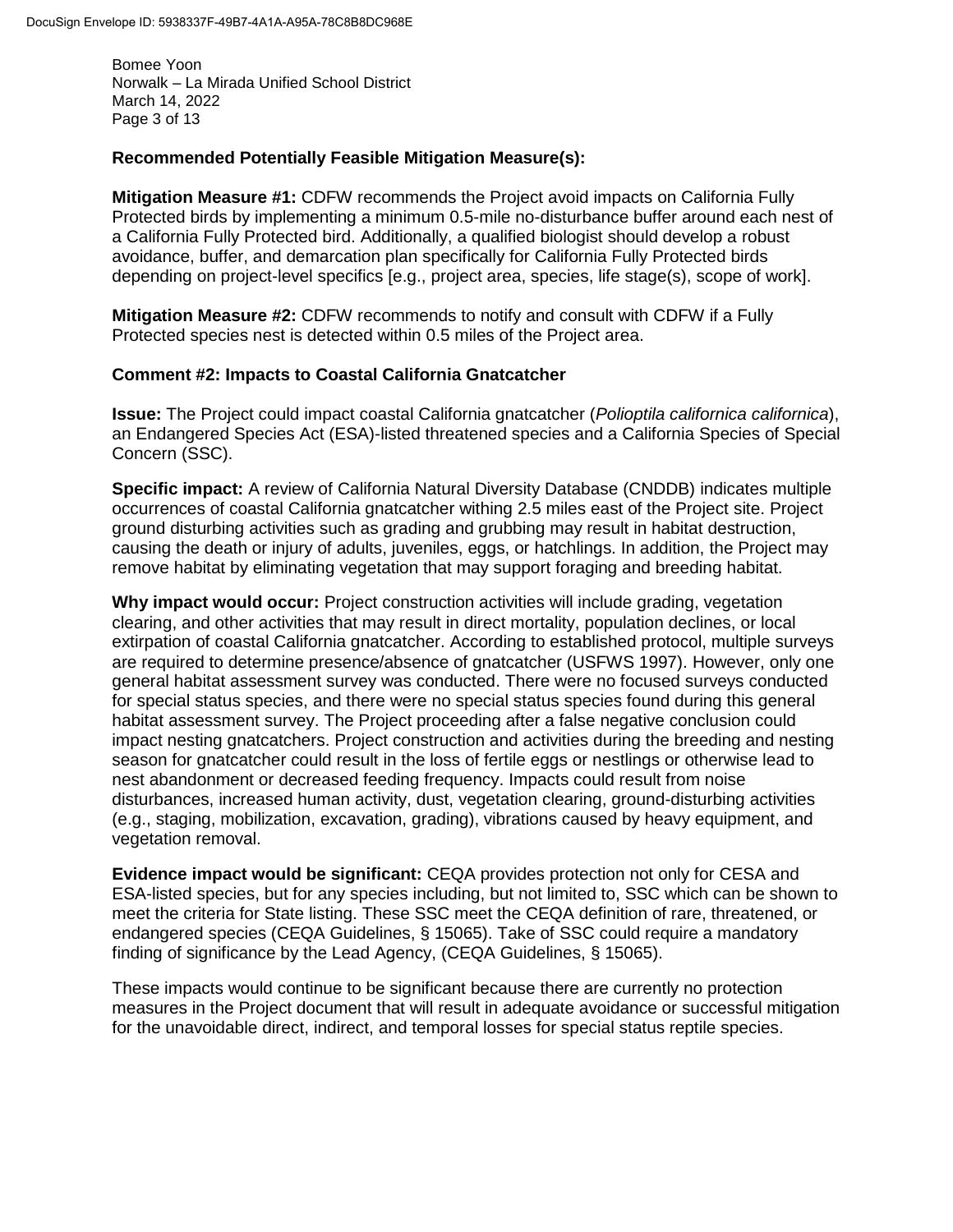**Recommended Potentially Feasible Mitigation Measure(s):**

**Mitigation Measure #1:** CDFW recommends the Project avoid impacts on California Fully Protected birds by implementing a minimum 0.5-mile no-disturbance buffer around each nest of a California Fully Protected bird. Additionally, a qualified biologist should develop a robust avoidance, buffer, and demarcation plan specifically for California Fully Protected birds depending on project-level specifics [e.g., project area, species, life stage(s), scope of work].

**Mitigation Measure #2:** CDFW recommends to notify and consult with CDFW if a Fully Protected species nest is detected within 0.5 miles of the Project area.

**Comment #2: Impacts to Coastal California Gnatcatcher**

**Issue:** The Project could impact coastal California gnatcatcher (*Polioptila californica californica*), an Endangered Species Act (ESA)-listed threatened species and a California Species of Special Concern (SSC).

**Specific impact:** A review of California Natural Diversity Database (CNDDB) indicates multiple occurrences of coastal California gnatcatcher withing 2.5 miles east of the Project site. Project ground disturbing activities such as grading and grubbing may result in habitat destruction, causing the death or injury of adults, juveniles, eggs, or hatchlings. In addition, the Project may remove habitat by eliminating vegetation that may support foraging and breeding habitat.

**Why impact would occur:** Project construction activities will include grading, vegetation clearing, and other activities that may result in direct mortality, population declines, or local extirpation of coastal California gnatcatcher. According to established protocol, multiple surveys are required to determine presence/absence of gnatcatcher (USFWS 1997). However, only one general habitat assessment survey was conducted. There were no focused surveys conducted for special status species, and there were no special status species found during this general habitat assessment survey. The Project proceeding after a false negative conclusion could impact nesting gnatcatchers. Project construction and activities during the breeding and nesting season for gnatcatcher could result in the loss of fertile eggs or nestlings or otherwise lead to nest abandonment or decreased feeding frequency. Impacts could result from noise disturbances, increased human activity, dust, vegetation clearing, ground-disturbing activities (e.g., staging, mobilization, excavation, grading), vibrations caused by heavy equipment, and vegetation removal.

**Evidence impact would be significant:** CEQA provides protection not only for CESA and ESA-listed species, but for any species including, but not limited to, SSC which can be shown to meet the criteria for State listing. These SSC meet the CEQA definition of rare, threatened, or endangered species (CEQA Guidelines, § 15065). Take of SSC could require a mandatory finding of significance by the Lead Agency, (CEQA Guidelines, § 15065).

These impacts would continue to be significant because there are currently no protection measures in the Project document that will result in adequate avoidance or successful mitigation for the unavoidable direct, indirect, and temporal losses for special status reptile species.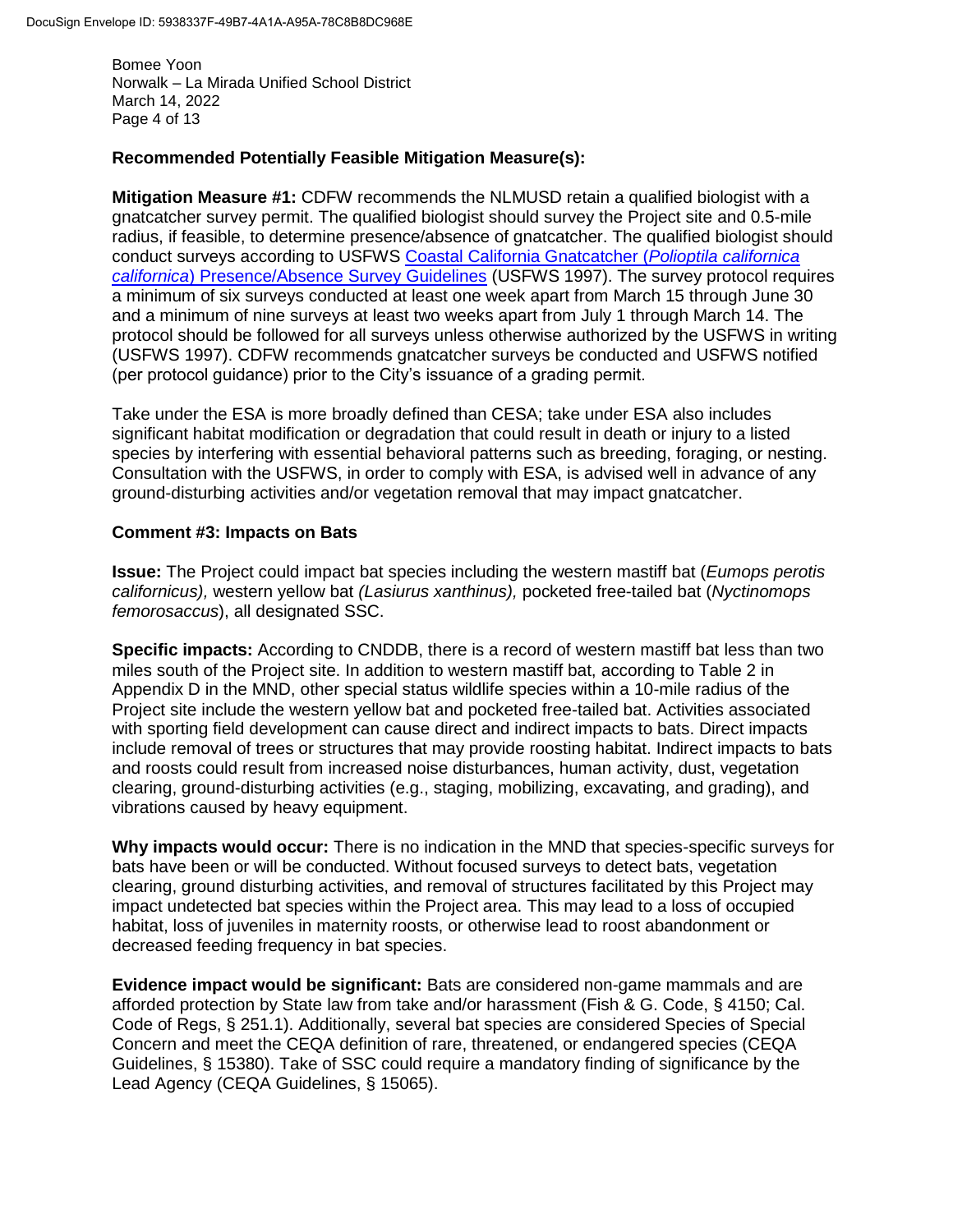**Recommended Potentially Feasible Mitigation Measure(s):**

**Mitigation Measure #1:** CDFW recommends the NLMUSD retain a qualified biologist with a gnatcatcher survey permit. The qualified biologist should survey the Project site and 0.5-mile radius, if feasible, to determine presence/absence of gnatcatcher. The qualified biologist should conduct surveys according to USFWS [Coastal California Gnatcatcher (*Polioptila californica californica*) Presence/Absence Survey Guidelines]() (USFWS 1997). The survey protocol requires a minimum of six surveys conducted at least one week apart from March 15 through June 30 and a minimum of nine surveys at least two weeks apart from July 1 through March 14. The protocol should be followed for all surveys unless otherwise authorized by the USFWS in writing (USFWS 1997). CDFW recommends gnatcatcher surveys be conducted and USFWS notified (per protocol guidance) prior to the City's issuance of a grading permit.

Take under the ESA is more broadly defined than CESA; take under ESA also includes significant habitat modification or degradation that could result in death or injury to a listed species by interfering with essential behavioral patterns such as breeding, foraging, or nesting. Consultation with the USFWS, in order to comply with ESA, is advised well in advance of any ground-disturbing activities and/or vegetation removal that may impact gnatcatcher.

**Comment #3: Impacts on Bats**

**Issue:** The Project could impact bat species including the western mastiff bat (*Eumops perotis californicus),* western yellow bat *(Lasiurus xanthinus),* pocketed free-tailed bat (*Nyctinomops femorosaccus*), all designated SSC.

**Specific impacts:** According to CNDDB, there is a record of western mastiff bat less than two miles south of the Project site. In addition to western mastiff bat, according to Table 2 in Appendix D in the MND, other special status wildlife species within a 10-mile radius of the Project site include the western yellow bat and pocketed free-tailed bat. Activities associated with sporting field development can cause direct and indirect impacts to bats. Direct impacts include removal of trees or structures that may provide roosting habitat. Indirect impacts to bats and roosts could result from increased noise disturbances, human activity, dust, vegetation clearing, ground-disturbing activities (e.g., staging, mobilizing, excavating, and grading), and vibrations caused by heavy equipment.

**Why impacts would occur:** There is no indication in the MND that species-specific surveys for bats have been or will be conducted. Without focused surveys to detect bats, vegetation clearing, ground disturbing activities, and removal of structures facilitated by this Project may impact undetected bat species within the Project area. This may lead to a loss of occupied habitat, loss of juveniles in maternity roosts, or otherwise lead to roost abandonment or decreased feeding frequency in bat species.

**Evidence impact would be significant:** Bats are considered non-game mammals and are afforded protection by State law from take and/or harassment (Fish & G. Code, § 4150; Cal. Code of Regs, § 251.1). Additionally, several bat species are considered Species of Special Concern and meet the CEQA definition of rare, threatened, or endangered species (CEQA Guidelines, § 15380). Take of SSC could require a mandatory finding of significance by the Lead Agency (CEQA Guidelines, § 15065).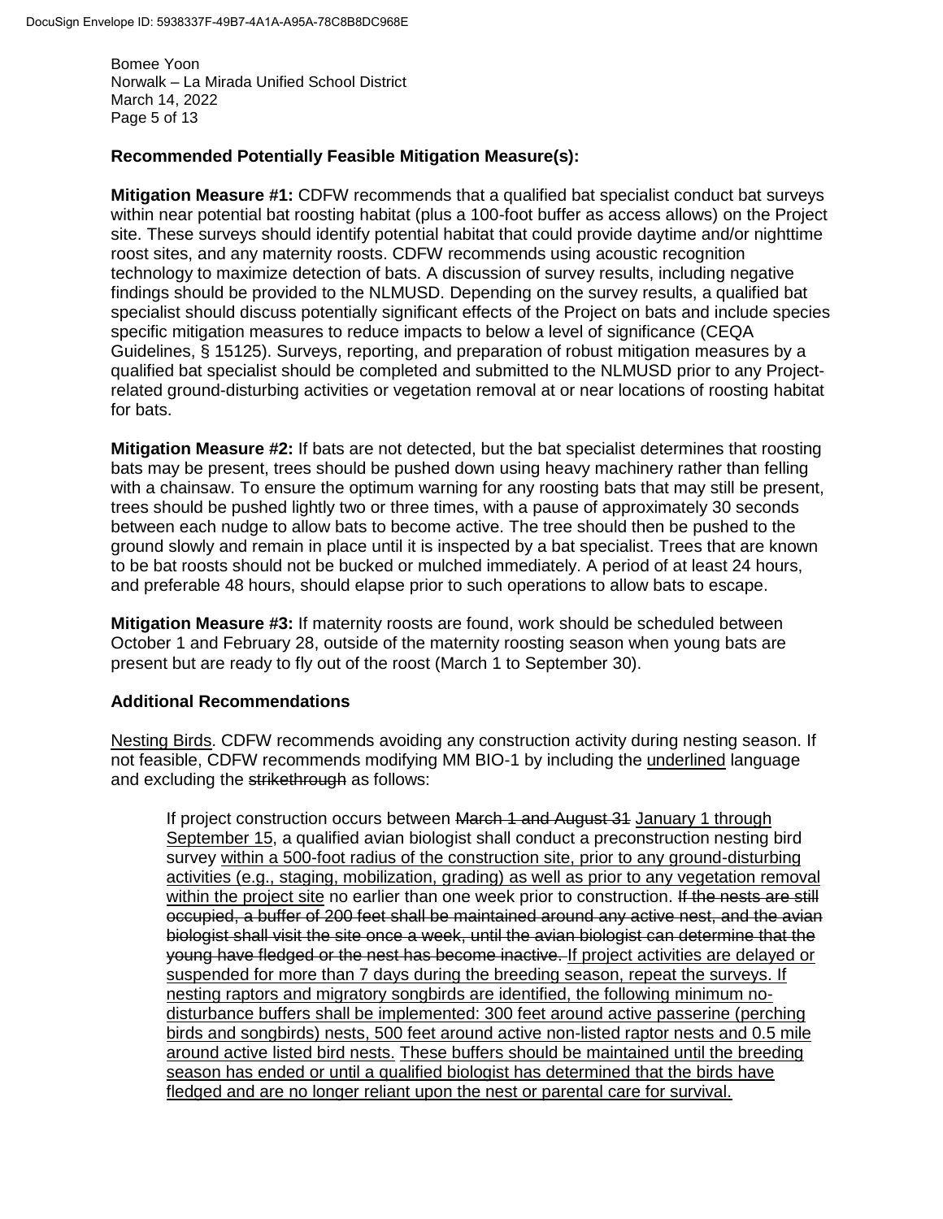**Recommended Potentially Feasible Mitigation Measure(s):**

**Mitigation Measure #1:** CDFW recommends that a qualified bat specialist conduct bat surveys within near potential bat roosting habitat (plus a 100-foot buffer as access allows) on the Project site. These surveys should identify potential habitat that could provide daytime and/or nighttime roost sites, and any maternity roosts. CDFW recommends using acoustic recognition technology to maximize detection of bats. A discussion of survey results, including negative findings should be provided to the NLMUSD. Depending on the survey results, a qualified bat specialist should discuss potentially significant effects of the Project on bats and include species specific mitigation measures to reduce impacts to below a level of significance (CEQA Guidelines, § 15125). Surveys, reporting, and preparation of robust mitigation measures by a qualified bat specialist should be completed and submitted to the NLMUSD prior to any Project-related ground-disturbing activities or vegetation removal at or near locations of roosting habitat for bats.

**Mitigation Measure #2:** If bats are not detected, but the bat specialist determines that roosting bats may be present, trees should be pushed down using heavy machinery rather than felling with a chainsaw. To ensure the optimum warning for any roosting bats that may still be present, trees should be pushed lightly two or three times, with a pause of approximately 30 seconds between each nudge to allow bats to become active. The tree should then be pushed to the ground slowly and remain in place until it is inspected by a bat specialist. Trees that are known to be bat roosts should not be bucked or mulched immediately. A period of at least 24 hours, and preferable 48 hours, should elapse prior to such operations to allow bats to escape.

**Mitigation Measure #3:** If maternity roosts are found, work should be scheduled between October 1 and February 28, outside of the maternity roosting season when young bats are present but are ready to fly out of the roost (March 1 to September 30).

**Additional Recommendations**

<u>Nesting Birds</u>. CDFW recommends avoiding any construction activity during nesting season. If not feasible, CDFW recommends modifying MM BIO-1 by including the <u>underlined</u> language and excluding the ~~strikethrough~~ as follows:

> If project construction occurs between ~~March 1 and August 31~~ <u>January 1 through September 15</u>, a qualified avian biologist shall conduct a preconstruction nesting bird survey <u>within a 500-foot radius of the construction site, prior to any ground-disturbing activities (e.g., staging, mobilization, grading) as well as prior to any vegetation removal within the project site</u> no earlier than one week prior to construction. ~~If the nests are still occupied, a buffer of 200 feet shall be maintained around any active nest, and the avian biologist shall visit the site once a week, until the avian biologist can determine that the young have fledged or the nest has become inactive.~~ <u>If project activities are delayed or suspended for more than 7 days during the breeding season, repeat the surveys. If nesting raptors and migratory songbirds are identified, the following minimum no-disturbance buffers shall be implemented: 300 feet around active passerine (perching birds and songbirds) nests, 500 feet around active non-listed raptor nests and 0.5 mile around active listed bird nests.</u> <u>These buffers should be maintained until the breeding season has ended or until a qualified biologist has determined that the birds have fledged and are no longer reliant upon the nest or parental care for survival.</u>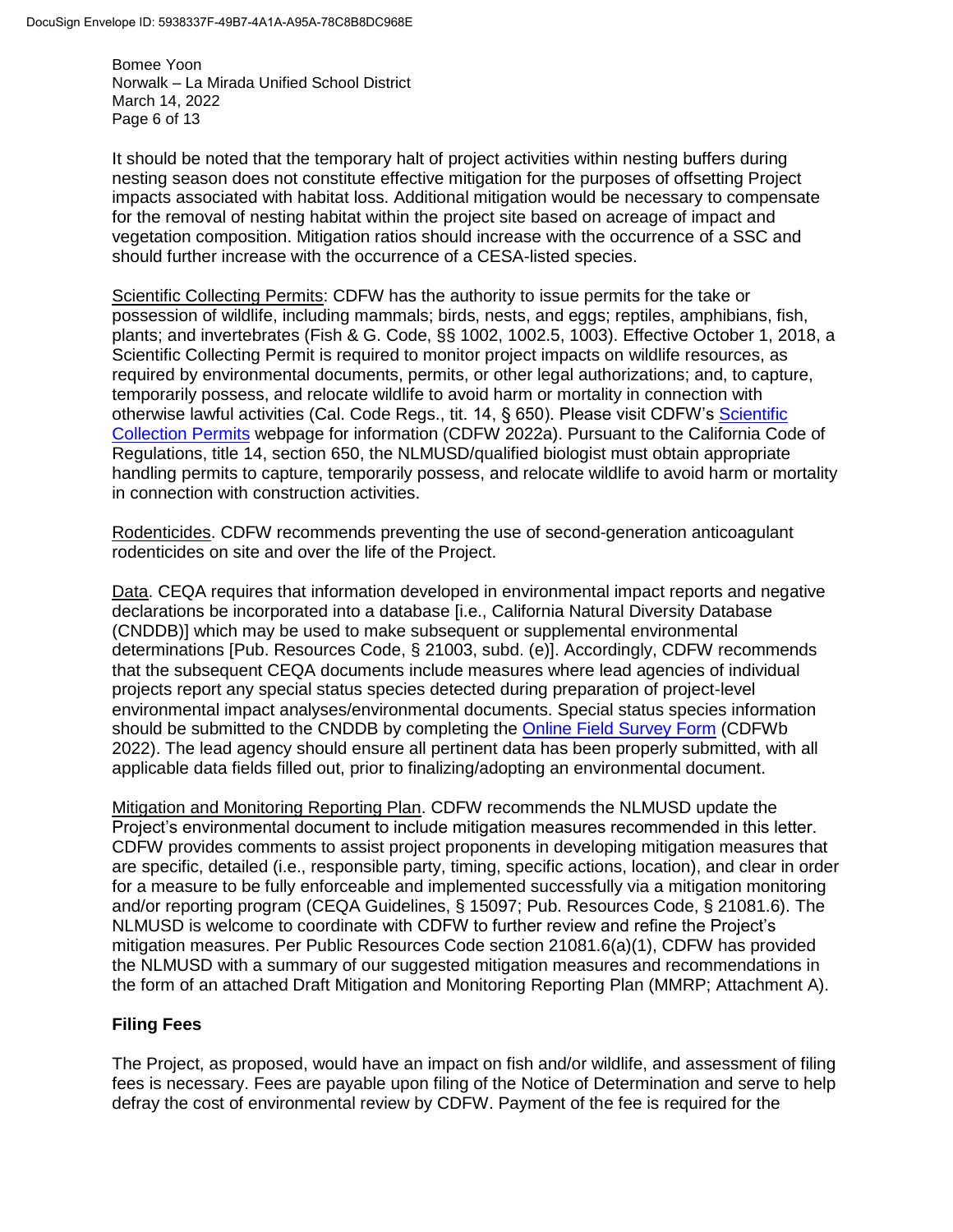It should be noted that the temporary halt of project activities within nesting buffers during nesting season does not constitute effective mitigation for the purposes of offsetting Project impacts associated with habitat loss. Additional mitigation would be necessary to compensate for the removal of nesting habitat within the project site based on acreage of impact and vegetation composition. Mitigation ratios should increase with the occurrence of a SSC and should further increase with the occurrence of a CESA-listed species.

Scientific Collecting Permits: CDFW has the authority to issue permits for the take or possession of wildlife, including mammals; birds, nests, and eggs; reptiles, amphibians, fish, plants; and invertebrates (Fish & G. Code, §§ 1002, 1002.5, 1003). Effective October 1, 2018, a Scientific Collecting Permit is required to monitor project impacts on wildlife resources, as required by environmental documents, permits, or other legal authorizations; and, to capture, temporarily possess, and relocate wildlife to avoid harm or mortality in connection with otherwise lawful activities (Cal. Code Regs., tit. 14, § 650). Please visit CDFW's Scientific Collection Permits webpage for information (CDFW 2022a). Pursuant to the California Code of Regulations, title 14, section 650, the NLMUSD/qualified biologist must obtain appropriate handling permits to capture, temporarily possess, and relocate wildlife to avoid harm or mortality in connection with construction activities.

Rodenticides. CDFW recommends preventing the use of second-generation anticoagulant rodenticides on site and over the life of the Project.

Data. CEQA requires that information developed in environmental impact reports and negative declarations be incorporated into a database [i.e., California Natural Diversity Database (CNDDB)] which may be used to make subsequent or supplemental environmental determinations [Pub. Resources Code, § 21003, subd. (e)]. Accordingly, CDFW recommends that the subsequent CEQA documents include measures where lead agencies of individual projects report any special status species detected during preparation of project-level environmental impact analyses/environmental documents. Special status species information should be submitted to the CNDDB by completing the Online Field Survey Form (CDFWb 2022). The lead agency should ensure all pertinent data has been properly submitted, with all applicable data fields filled out, prior to finalizing/adopting an environmental document.

Mitigation and Monitoring Reporting Plan. CDFW recommends the NLMUSD update the Project's environmental document to include mitigation measures recommended in this letter. CDFW provides comments to assist project proponents in developing mitigation measures that are specific, detailed (i.e., responsible party, timing, specific actions, location), and clear in order for a measure to be fully enforceable and implemented successfully via a mitigation monitoring and/or reporting program (CEQA Guidelines, § 15097; Pub. Resources Code, § 21081.6). The NLMUSD is welcome to coordinate with CDFW to further review and refine the Project's mitigation measures. Per Public Resources Code section 21081.6(a)(1), CDFW has provided the NLMUSD with a summary of our suggested mitigation measures and recommendations in the form of an attached Draft Mitigation and Monitoring Reporting Plan (MMRP; Attachment A).

## Filing Fees

The Project, as proposed, would have an impact on fish and/or wildlife, and assessment of filing fees is necessary. Fees are payable upon filing of the Notice of Determination and serve to help defray the cost of environmental review by CDFW. Payment of the fee is required for the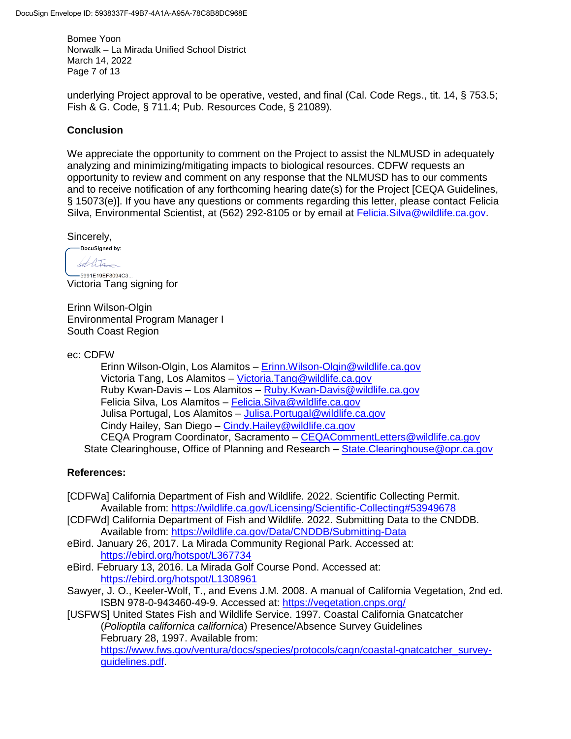underlying Project approval to be operative, vested, and final (Cal. Code Regs., tit. 14, § 753.5; Fish & G. Code, § 711.4; Pub. Resources Code, § 21089).

**Conclusion**

We appreciate the opportunity to comment on the Project to assist the NLMUSD in adequately analyzing and minimizing/mitigating impacts to biological resources. CDFW requests an opportunity to review and comment on any response that the NLMUSD has to our comments and to receive notification of any forthcoming hearing date(s) for the Project [CEQA Guidelines, § 15073(e)]. If you have any questions or comments regarding this letter, please contact Felicia Silva, Environmental Scientist, at (562) 292-8105 or by email at Felicia.Silva@wildlife.ca.gov.

Sincerely,

DocuSigned by:
5991E19EF8094C3

Victoria Tang signing for

Erinn Wilson-Olgin
Environmental Program Manager I
South Coast Region

ec: CDFW

Erinn Wilson-Olgin, Los Alamitos – Erinn.Wilson-Olgin@wildlife.ca.gov
Victoria Tang, Los Alamitos – Victoria.Tang@wildlife.ca.gov
Ruby Kwan-Davis – Los Alamitos – Ruby.Kwan-Davis@wildlife.ca.gov
Felicia Silva, Los Alamitos – Felicia.Silva@wildlife.ca.gov
Julisa Portugal, Los Alamitos – Julisa.Portugal@wildlife.ca.gov
Cindy Hailey, San Diego – Cindy.Hailey@wildlife.ca.gov
CEQA Program Coordinator, Sacramento – CEQACommentLetters@wildlife.ca.gov

State Clearinghouse, Office of Planning and Research – State.Clearinghouse@opr.ca.gov

**References:**

[CDFWa] California Department of Fish and Wildlife. 2022. Scientific Collecting Permit. Available from: https://wildlife.ca.gov/Licensing/Scientific-Collecting#53949678

[CDFWd] California Department of Fish and Wildlife. 2022. Submitting Data to the CNDDB. Available from: https://wildlife.ca.gov/Data/CNDDB/Submitting-Data

eBird. January 26, 2017. La Mirada Community Regional Park. Accessed at: https://ebird.org/hotspot/L367734

eBird. February 13, 2016. La Mirada Golf Course Pond. Accessed at: https://ebird.org/hotspot/L1308961

Sawyer, J. O., Keeler-Wolf, T., and Evens J.M. 2008. A manual of California Vegetation, 2nd ed. ISBN 978-0-943460-49-9. Accessed at: https://vegetation.cnps.org/

[USFWS] United States Fish and Wildlife Service. 1997. Coastal California Gnatcatcher (*Polioptila californica californica*) Presence/Absence Survey Guidelines February 28, 1997. Available from: https://www.fws.gov/ventura/docs/species/protocols/cagn/coastal-gnatcatcher_survey-guidelines.pdf.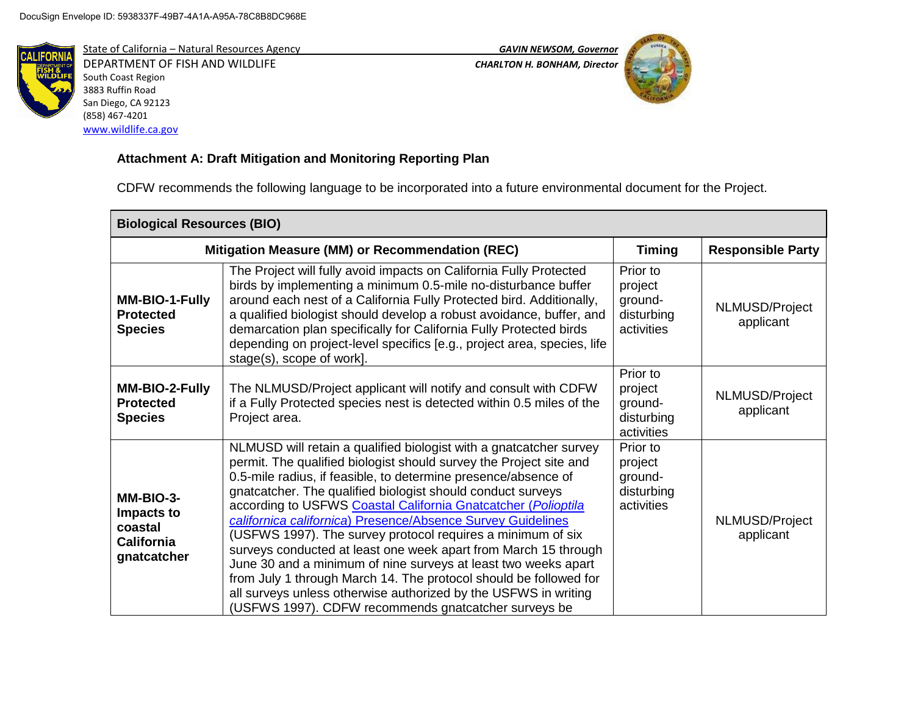DocuSign Envelope ID: 5938337F-49B7-4A1A-A95A-78C8B8DC968E

State of California – Natural Resources Agency
DEPARTMENT OF FISH AND WILDLIFE
South Coast Region
3883 Ruffin Road
San Diego, CA 92123
(858) 467-4201
www.wildlife.ca.gov

*GAVIN NEWSOM, Governor*
*CHARLTON H. BONHAM, Director*

**Attachment A: Draft Mitigation and Monitoring Reporting Plan**

CDFW recommends the following language to be incorporated into a future environmental document for the Project.

| **Biological Resources (BIO)** | | | |
|---|---|---|---|
| **Mitigation Measure (MM) or Recommendation (REC)** | | **Timing** | **Responsible Party** |
| **MM-BIO-1-Fully Protected Species** | The Project will fully avoid impacts on California Fully Protected birds by implementing a minimum 0.5-mile no-disturbance buffer around each nest of a California Fully Protected bird. Additionally, a qualified biologist should develop a robust avoidance, buffer, and demarcation plan specifically for California Fully Protected birds depending on project-level specifics [e.g., project area, species, life stage(s), scope of work]. | Prior to project ground-disturbing activities | NLMUSD/Project applicant |
| **MM-BIO-2-Fully Protected Species** | The NLMUSD/Project applicant will notify and consult with CDFW if a Fully Protected species nest is detected within 0.5 miles of the Project area. | Prior to project ground-disturbing activities | NLMUSD/Project applicant |
| **MM-BIO-3-Impacts to coastal California gnatcatcher** | NLMUSD will retain a qualified biologist with a gnatcatcher survey permit. The qualified biologist should survey the Project site and 0.5-mile radius, if feasible, to determine presence/absence of gnatcatcher. The qualified biologist should conduct surveys according to USFWS Coastal California Gnatcatcher (*Polioptila californica californica*) Presence/Absence Survey Guidelines (USFWS 1997). The survey protocol requires a minimum of six surveys conducted at least one week apart from March 15 through June 30 and a minimum of nine surveys at least two weeks apart from July 1 through March 14. The protocol should be followed for all surveys unless otherwise authorized by the USFWS in writing (USFWS 1997). CDFW recommends gnatcatcher surveys be | Prior to project ground-disturbing activities | NLMUSD/Project applicant |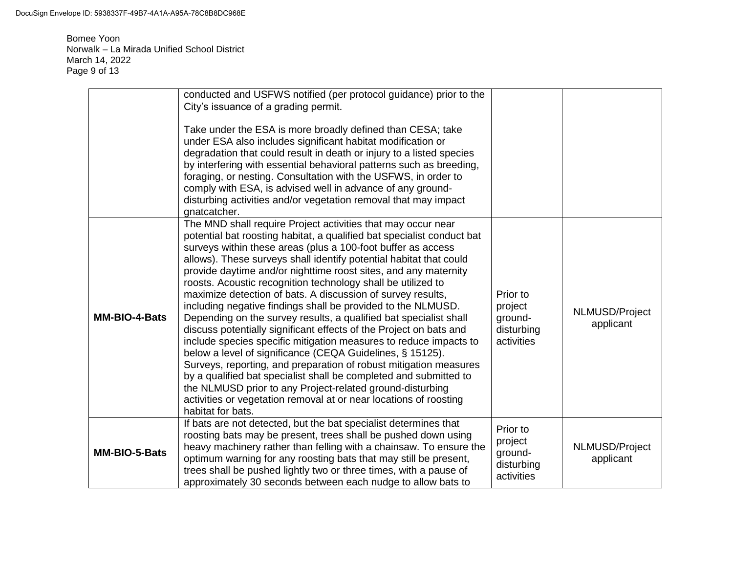| | | | |
|---|---|---|---|
| | conducted and USFWS notified (per protocol guidance) prior to the City's issuance of a grading permit.<br><br>Take under the ESA is more broadly defined than CESA; take under ESA also includes significant habitat modification or degradation that could result in death or injury to a listed species by interfering with essential behavioral patterns such as breeding, foraging, or nesting. Consultation with the USFWS, in order to comply with ESA, is advised well in advance of any ground-disturbing activities and/or vegetation removal that may impact gnatcatcher. | | |
| **MM-BIO-4-Bats** | The MND shall require Project activities that may occur near potential bat roosting habitat, a qualified bat specialist conduct bat surveys within these areas (plus a 100-foot buffer as access allows). These surveys shall identify potential habitat that could provide daytime and/or nighttime roost sites, and any maternity roosts. Acoustic recognition technology shall be utilized to maximize detection of bats. A discussion of survey results, including negative findings shall be provided to the NLMUSD. Depending on the survey results, a qualified bat specialist shall discuss potentially significant effects of the Project on bats and include species specific mitigation measures to reduce impacts to below a level of significance (CEQA Guidelines, § 15125). Surveys, reporting, and preparation of robust mitigation measures by a qualified bat specialist shall be completed and submitted to the NLMUSD prior to any Project-related ground-disturbing activities or vegetation removal at or near locations of roosting habitat for bats. | Prior to project ground-disturbing activities | NLMUSD/Project applicant |
| **MM-BIO-5-Bats** | If bats are not detected, but the bat specialist determines that roosting bats may be present, trees shall be pushed down using heavy machinery rather than felling with a chainsaw. To ensure the optimum warning for any roosting bats that may still be present, trees shall be pushed lightly two or three times, with a pause of approximately 30 seconds between each nudge to allow bats to | Prior to project ground-disturbing activities | NLMUSD/Project applicant |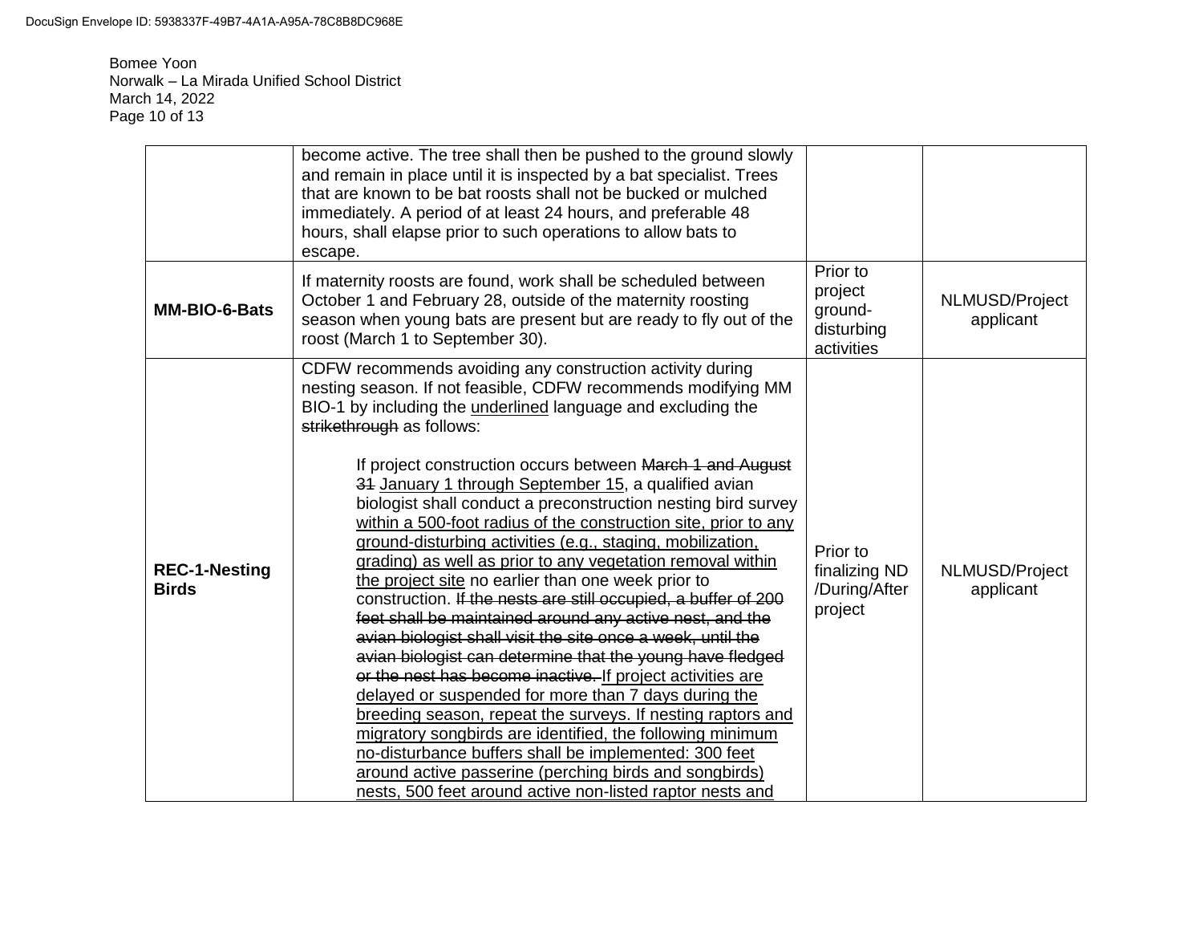Bomee Yoon
Norwalk – La Mirada Unified School District
March 14, 2022

| | | | |
|---|---|---|---|
| | become active. The tree shall then be pushed to the ground slowly and remain in place until it is inspected by a bat specialist. Trees that are known to be bat roosts shall not be bucked or mulched immediately. A period of at least 24 hours, and preferable 48 hours, shall elapse prior to such operations to allow bats to escape. | | |
| **MM-BIO-6-Bats** | If maternity roosts are found, work shall be scheduled between October 1 and February 28, outside of the maternity roosting season when young bats are present but are ready to fly out of the roost (March 1 to September 30). | Prior to project ground-disturbing activities | NLMUSD/Project applicant |
| **REC-1-Nesting Birds** | CDFW recommends avoiding any construction activity during nesting season. If not feasible, CDFW recommends modifying MM BIO-1 by including the <u>underlined</u> language and excluding the ~~strikethrough~~ as follows:<br><br>If project construction occurs between ~~March 1 and August 31~~ <u>January 1 through September 15</u>, a qualified avian biologist shall conduct a preconstruction nesting bird survey <u>within a 500-foot radius of the construction site, prior to any ground-disturbing activities (e.g., staging, mobilization, grading) as well as prior to any vegetation removal within the project site</u> no earlier than one week prior to construction. ~~If the nests are still occupied, a buffer of 200 feet shall be maintained around any active nest, and the avian biologist shall visit the site once a week, until the avian biologist can determine that the young have fledged or the nest has become inactive.~~ <u>If project activities are delayed or suspended for more than 7 days during the breeding season, repeat the surveys. If nesting raptors and migratory songbirds are identified, the following minimum no-disturbance buffers shall be implemented: 300 feet around active passerine (perching birds and songbirds) nests, 500 feet around active non-listed raptor nests and</u> | Prior to finalizing ND /During/After project | NLMUSD/Project applicant |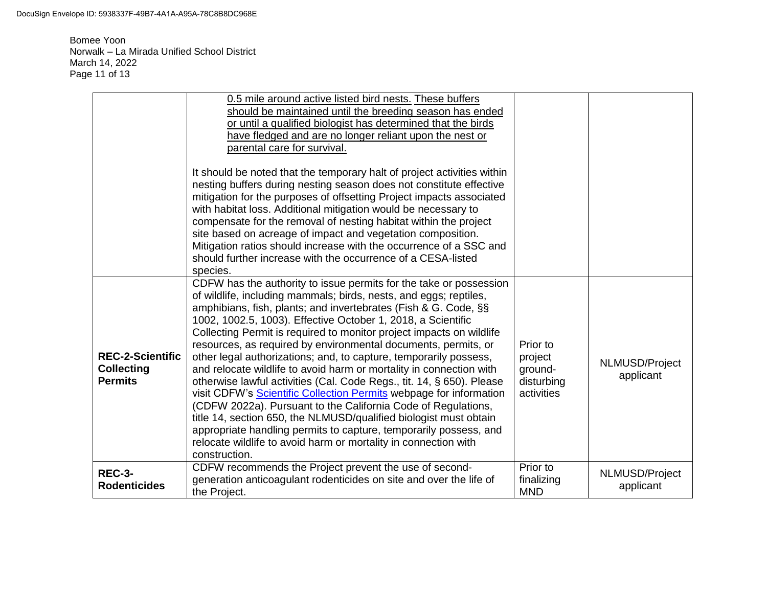| | 0.5 mile around active listed bird nests. These buffers should be maintained until the breeding season has ended or until a qualified biologist has determined that the birds have fledged and are no longer reliant upon the nest or parental care for survival.<br><br>It should be noted that the temporary halt of project activities within nesting buffers during nesting season does not constitute effective mitigation for the purposes of offsetting Project impacts associated with habitat loss. Additional mitigation would be necessary to compensate for the removal of nesting habitat within the project site based on acreage of impact and vegetation composition. Mitigation ratios should increase with the occurrence of a SSC and should further increase with the occurrence of a CESA-listed species. | | |
|---|---|---|---|
| **REC-2-Scientific Collecting Permits** | CDFW has the authority to issue permits for the take or possession of wildlife, including mammals; birds, nests, and eggs; reptiles, amphibians, fish, plants; and invertebrates (Fish & G. Code, §§ 1002, 1002.5, 1003). Effective October 1, 2018, a Scientific Collecting Permit is required to monitor project impacts on wildlife resources, as required by environmental documents, permits, or other legal authorizations; and, to capture, temporarily possess, and relocate wildlife to avoid harm or mortality in connection with otherwise lawful activities (Cal. Code Regs., tit. 14, § 650). Please visit CDFW's Scientific Collection Permits webpage for information (CDFW 2022a). Pursuant to the California Code of Regulations, title 14, section 650, the NLMUSD/qualified biologist must obtain appropriate handling permits to capture, temporarily possess, and relocate wildlife to avoid harm or mortality in connection with construction. | Prior to project ground-disturbing activities | NLMUSD/Project applicant |
| **REC-3-Rodenticides** | CDFW recommends the Project prevent the use of second-generation anticoagulant rodenticides on site and over the life of the Project. | Prior to finalizing MND | NLMUSD/Project applicant |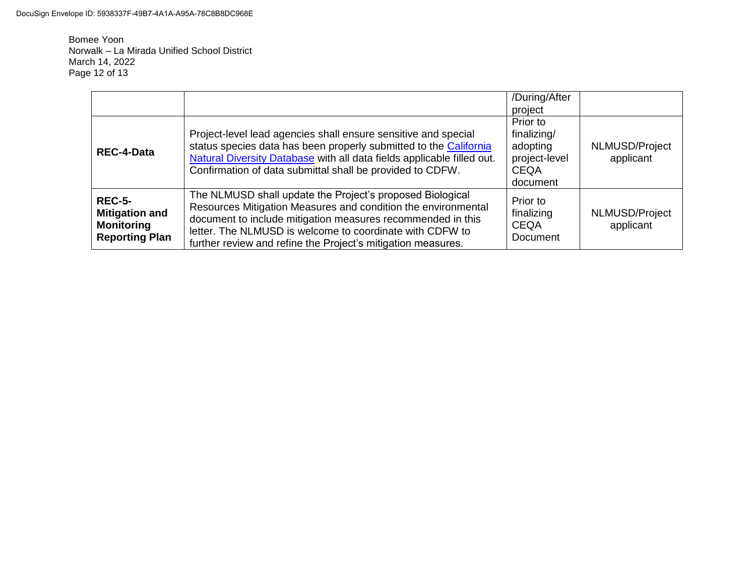| | | /During/After project | |
|---|---|---|---|
| **REC-4-Data** | Project-level lead agencies shall ensure sensitive and special status species data has been properly submitted to the California Natural Diversity Database with all data fields applicable filled out. Confirmation of data submittal shall be provided to CDFW. | Prior to finalizing/ adopting project-level CEQA document | NLMUSD/Project applicant |
| **REC-5-Mitigation and Monitoring Reporting Plan** | The NLMUSD shall update the Project's proposed Biological Resources Mitigation Measures and condition the environmental document to include mitigation measures recommended in this letter. The NLMUSD is welcome to coordinate with CDFW to further review and refine the Project's mitigation measures. | Prior to finalizing CEQA Document | NLMUSD/Project applicant |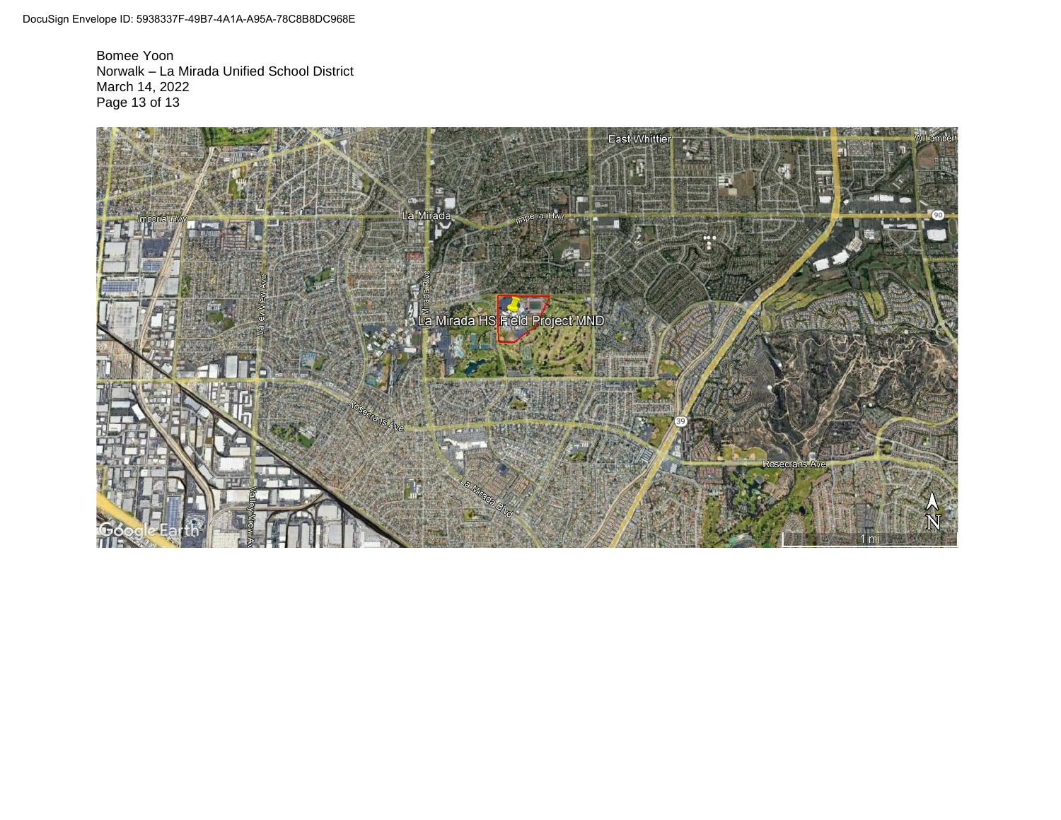Bomee Yoon
Norwalk – La Mirada Unified School District
March 14, 2022

Imperial Hwy
La Mirada
Imperial Hwy
East Whittier
W Lambert
90
Valley View Ave
La Mirada Blvd
La Mirada HS Field Project MND
Rosecrans Ave
39
Rosecrans Ave
La Mirada Blvd
Valley View Ave
Google Earth
1 mi
N